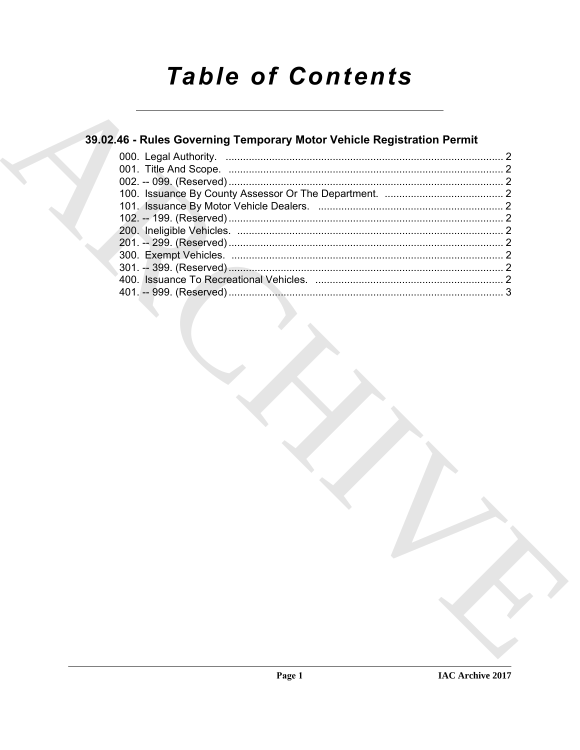# Table of Contents

## 39.02.46 - Rules Governing Temporary Motor Vehicle Registration Permit

000. Legal Authority. ..... 2
001. Title And Scope. ..... 2
002. -- 099. (Reserved) ..... 2
100. Issuance By County Assessor Or The Department. ..... 2
101. Issuance By Motor Vehicle Dealers. ..... 2
102. -- 199. (Reserved) ..... 2
200. Ineligible Vehicles. ..... 2
201. -- 299. (Reserved) ..... 2
300. Exempt Vehicles. ..... 2
301. -- 399. (Reserved) ..... 2
400. Issuance To Recreational Vehicles. ..... 2
401. -- 999. (Reserved) ..... 3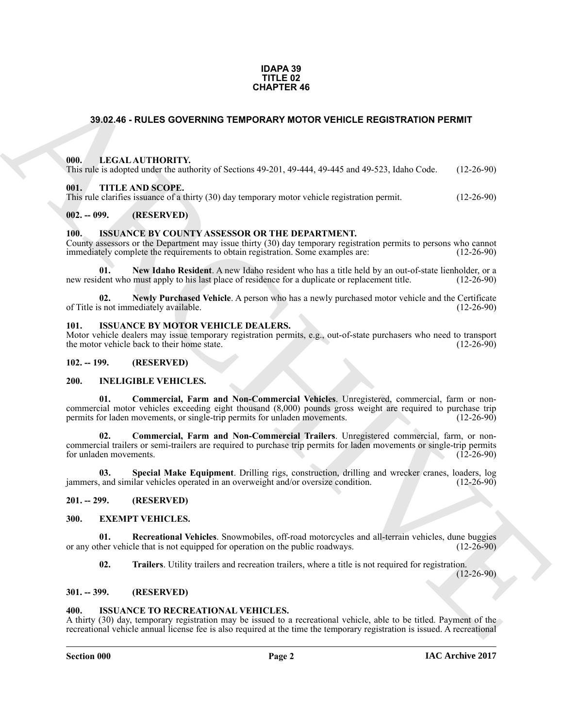**IDAPA 39**
**TITLE 02**
**CHAPTER 46**

# 39.02.46 - RULES GOVERNING TEMPORARY MOTOR VEHICLE REGISTRATION PERMIT

## 000. LEGAL AUTHORITY.

This rule is adopted under the authority of Sections 49-201, 49-444, 49-445 and 49-523, Idaho Code. (12-26-90)

## 001. TITLE AND SCOPE.

This rule clarifies issuance of a thirty (30) day temporary motor vehicle registration permit. (12-26-90)

## 002. -- 099. (RESERVED)

## 100. ISSUANCE BY COUNTY ASSESSOR OR THE DEPARTMENT.

County assessors or the Department may issue thirty (30) day temporary registration permits to persons who cannot immediately complete the requirements to obtain registration. Some examples are: (12-26-90)

**01. New Idaho Resident**. A new Idaho resident who has a title held by an out-of-state lienholder, or a new resident who must apply to his last place of residence for a duplicate or replacement title. (12-26-90)

**02. Newly Purchased Vehicle**. A person who has a newly purchased motor vehicle and the Certificate of Title is not immediately available. (12-26-90)

## 101. ISSUANCE BY MOTOR VEHICLE DEALERS.

Motor vehicle dealers may issue temporary registration permits, e.g., out-of-state purchasers who need to transport the motor vehicle back to their home state. (12-26-90)

## 102. -- 199. (RESERVED)

## 200. INELIGIBLE VEHICLES.

**01. Commercial, Farm and Non-Commercial Vehicles**. Unregistered, commercial, farm or non-commercial motor vehicles exceeding eight thousand (8,000) pounds gross weight are required to purchase trip permits for laden movements, or single-trip permits for unladen movements. (12-26-90)

**02. Commercial, Farm and Non-Commercial Trailers**. Unregistered commercial, farm, or non-commercial trailers or semi-trailers are required to purchase trip permits for laden movements or single-trip permits for unladen movements. (12-26-90)

**03. Special Make Equipment**. Drilling rigs, construction, drilling and wrecker cranes, loaders, log jammers, and similar vehicles operated in an overweight and/or oversize condition. (12-26-90)

## 201. -- 299. (RESERVED)

## 300. EXEMPT VEHICLES.

**01. Recreational Vehicles**. Snowmobiles, off-road motorcycles and all-terrain vehicles, dune buggies or any other vehicle that is not equipped for operation on the public roadways. (12-26-90)

**02. Trailers**. Utility trailers and recreation trailers, where a title is not required for registration. (12-26-90)

## 301. -- 399. (RESERVED)

## 400. ISSUANCE TO RECREATIONAL VEHICLES.

A thirty (30) day, temporary registration may be issued to a recreational vehicle, able to be titled. Payment of the recreational vehicle annual license fee is also required at the time the temporary registration is issued. A recreational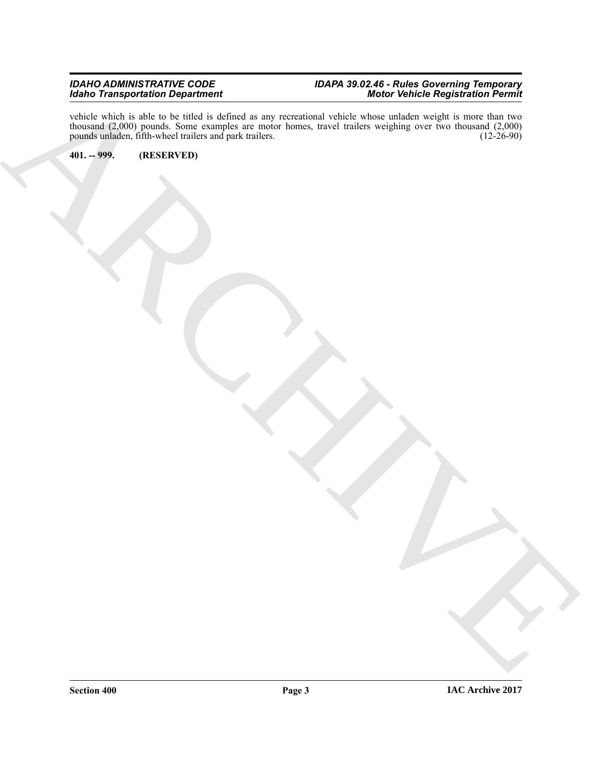vehicle which is able to be titled is defined as any recreational vehicle whose unladen weight is more than two thousand (2,000) pounds. Some examples are motor homes, travel trailers weighing over two thousand (2,000) pounds unladen, fifth-wheel trailers and park trailers. (12-26-90)

**401. -- 999. (RESERVED)**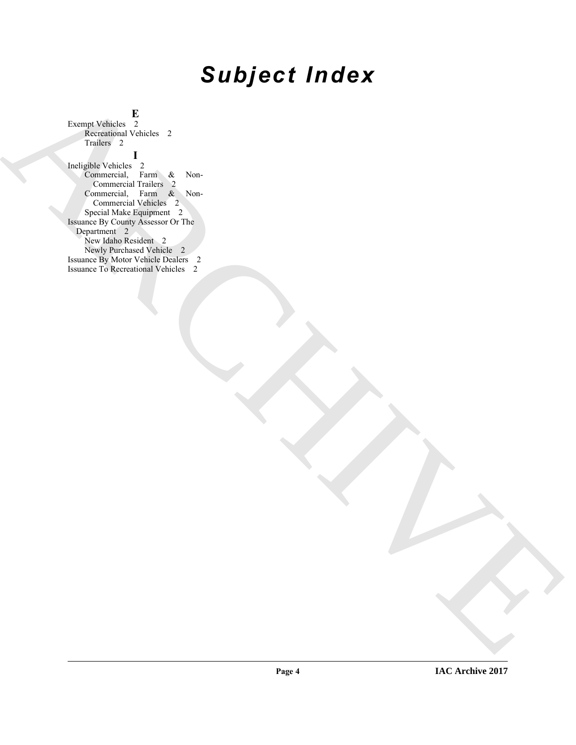# *Subject Index*

**E**

Exempt Vehicles 2
- Recreational Vehicles 2
- Trailers 2

**I**

Ineligible Vehicles 2
- Commercial, Farm & Non-Commercial Trailers 2
- Commercial, Farm & Non-Commercial Vehicles 2
- Special Make Equipment 2

Issuance By County Assessor Or The Department 2
- New Idaho Resident 2
- Newly Purchased Vehicle 2

Issuance By Motor Vehicle Dealers 2

Issuance To Recreational Vehicles 2